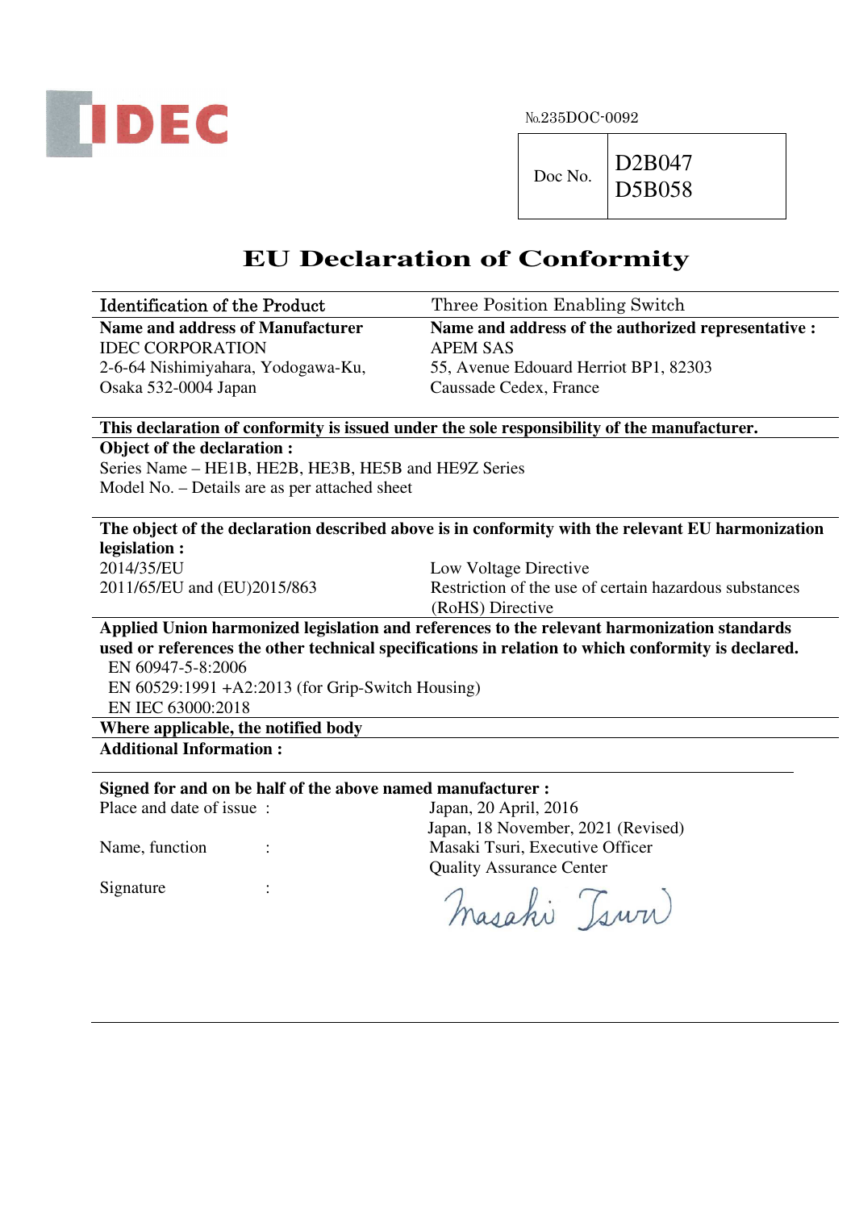IDEC

№.235DOC-0092

| Doc No. | D2B047<br>D5B058 |
|---|---|

# EU Declaration of Conformity

| Identification of the Product | Three Position Enabling Switch |
|---|---|
| **Name and address of Manufacturer**<br>IDEC CORPORATION<br>2-6-64 Nishimiyahara, Yodogawa-Ku,<br>Osaka 532-0004 Japan | **Name and address of the authorized representative :**<br>APEM SAS<br>55, Avenue Edouard Herriot BP1, 82303<br>Caussade Cedex, France |

**This declaration of conformity is issued under the sole responsibility of the manufacturer.**

**Object of the declaration :**

Series Name – HE1B, HE2B, HE3B, HE5B and HE9Z Series

Model No. – Details are as per attached sheet

**The object of the declaration described above is in conformity with the relevant EU harmonization legislation :**

| | |
|---|---|
| 2014/35/EU | Low Voltage Directive |
| 2011/65/EU and (EU)2015/863 | Restriction of the use of certain hazardous substances (RoHS) Directive |

**Applied Union harmonized legislation and references to the relevant harmonization standards used or references the other technical specifications in relation to which conformity is declared.**

EN 60947-5-8:2006

EN 60529:1991 +A2:2013 (for Grip-Switch Housing)

EN IEC 63000:2018

**Where applicable, the notified body**

**Additional Information :**

**Signed for and on be half of the above named manufacturer :**

| | |
|---|---|
| Place and date of issue : | Japan, 20 April, 2016<br>Japan, 18 November, 2021 (Revised) |
| Name, function : | Masaki Tsuri, Executive Officer<br>Quality Assurance Center |
| Signature : | Masaki Tsuri |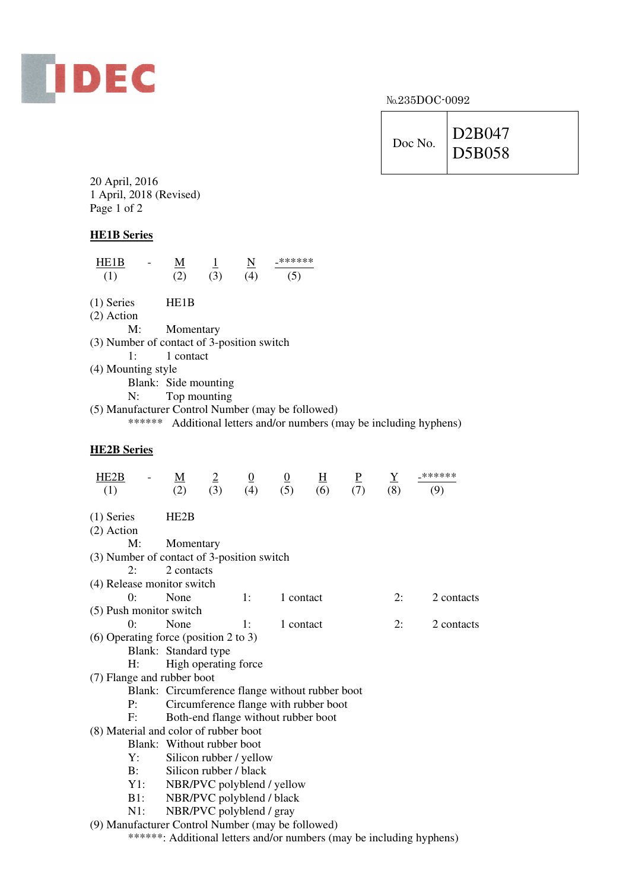IDEC

№235DOC-0092

| Doc No. | D2B047<br>D5B058 |
|---|---|

20 April, 2016
1 April, 2018 (Revised)

## HE1B Series

| HE1B | - | M | 1 | N | -****** |
|---|---|---|---|---|---|
| (1) | | (2) | (3) | (4) | (5) |

(1) Series HE1B
(2) Action
  M: Momentary
(3) Number of contact of 3-position switch
  1: 1 contact
(4) Mounting style
  Blank: Side mounting
  N: Top mounting
(5) Manufacturer Control Number (may be followed)
  ****** Additional letters and/or numbers (may be including hyphens)

## HE2B Series

| HE2B | - | M | 2 | 0 | 0 | H | P | Y | -****** |
|---|---|---|---|---|---|---|---|---|---|
| (1) | | (2) | (3) | (4) | (5) | (6) | (7) | (8) | (9) |

(1) Series HE2B
(2) Action
  M: Momentary
(3) Number of contact of 3-position switch
  2: 2 contacts
(4) Release monitor switch
  0: None 1: 1 contact 2: 2 contacts
(5) Push monitor switch
  0: None 1: 1 contact 2: 2 contacts
(6) Operating force (position 2 to 3)
  Blank: Standard type
  H: High operating force
(7) Flange and rubber boot
  Blank: Circumference flange without rubber boot
  P: Circumference flange with rubber boot
  F: Both-end flange without rubber boot
(8) Material and color of rubber boot
  Blank: Without rubber boot
  Y: Silicon rubber / yellow
  B: Silicon rubber / black
  Y1: NBR/PVC polyblend / yellow
  B1: NBR/PVC polyblend / black
  N1: NBR/PVC polyblend / gray
(9) Manufacturer Control Number (may be followed)
  ******: Additional letters and/or numbers (may be including hyphens)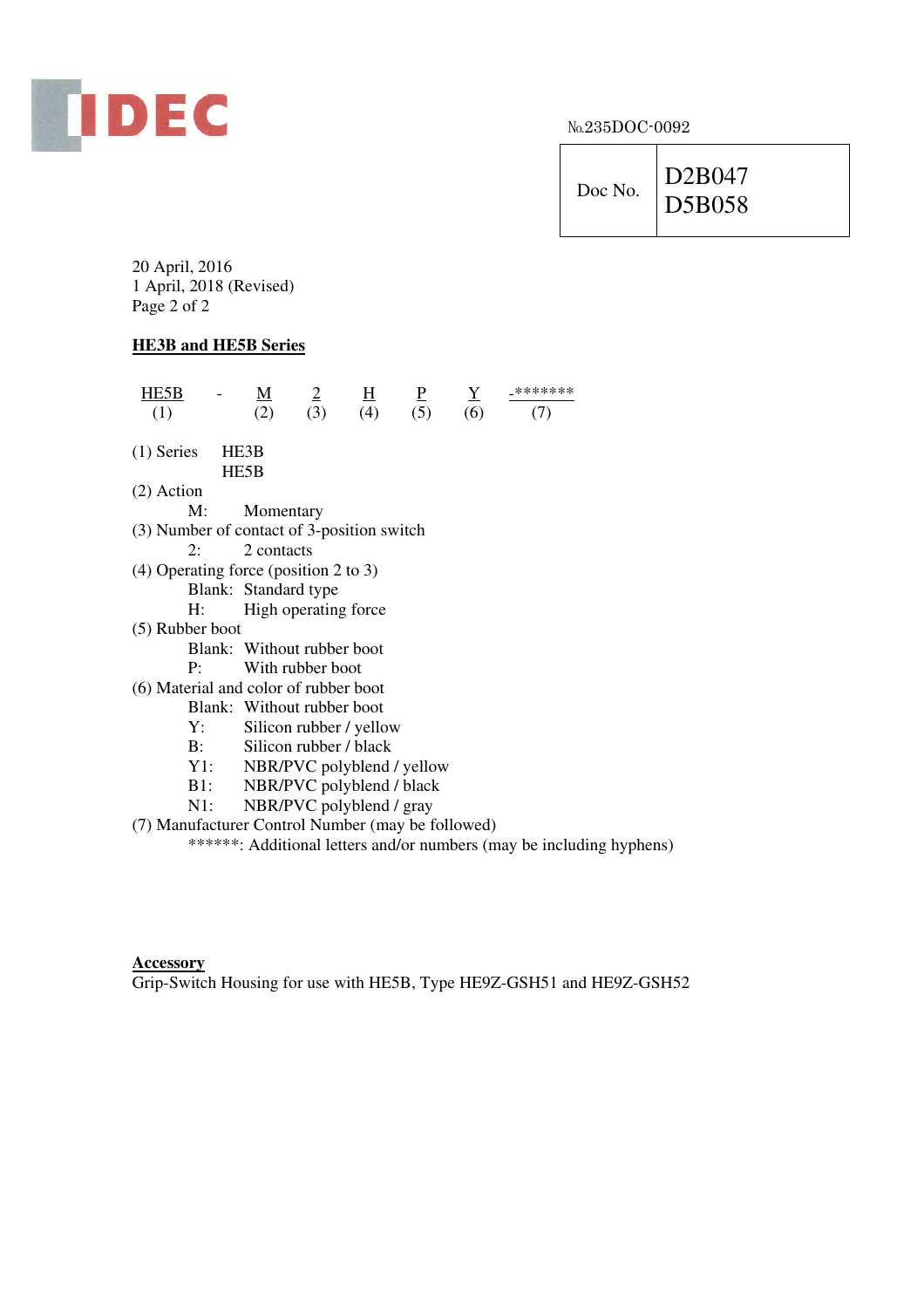IDEC

№235DOC-0092

| Doc No. | D2B047<br>D5B058 |
|---|---|

20 April, 2016
1 April, 2018 (Revised)

## HE3B and HE5B Series

| HE5B | - | M | 2 | H | P | Y | -******* |
|---|---|---|---|---|---|---|---|
| (1) | | (2) | (3) | (4) | (5) | (6) | (7) |

(1) Series HE3B
HE5B

(2) Action
M: Momentary

(3) Number of contact of 3-position switch
2: 2 contacts

(4) Operating force (position 2 to 3)
Blank: Standard type
H: High operating force

(5) Rubber boot
Blank: Without rubber boot
P: With rubber boot

(6) Material and color of rubber boot
Blank: Without rubber boot
Y: Silicon rubber / yellow
B: Silicon rubber / black
Y1: NBR/PVC polyblend / yellow
B1: NBR/PVC polyblend / black
N1: NBR/PVC polyblend / gray

(7) Manufacturer Control Number (may be followed)
******: Additional letters and/or numbers (may be including hyphens)

**Accessory**

Grip-Switch Housing for use with HE5B, Type HE9Z-GSH51 and HE9Z-GSH52